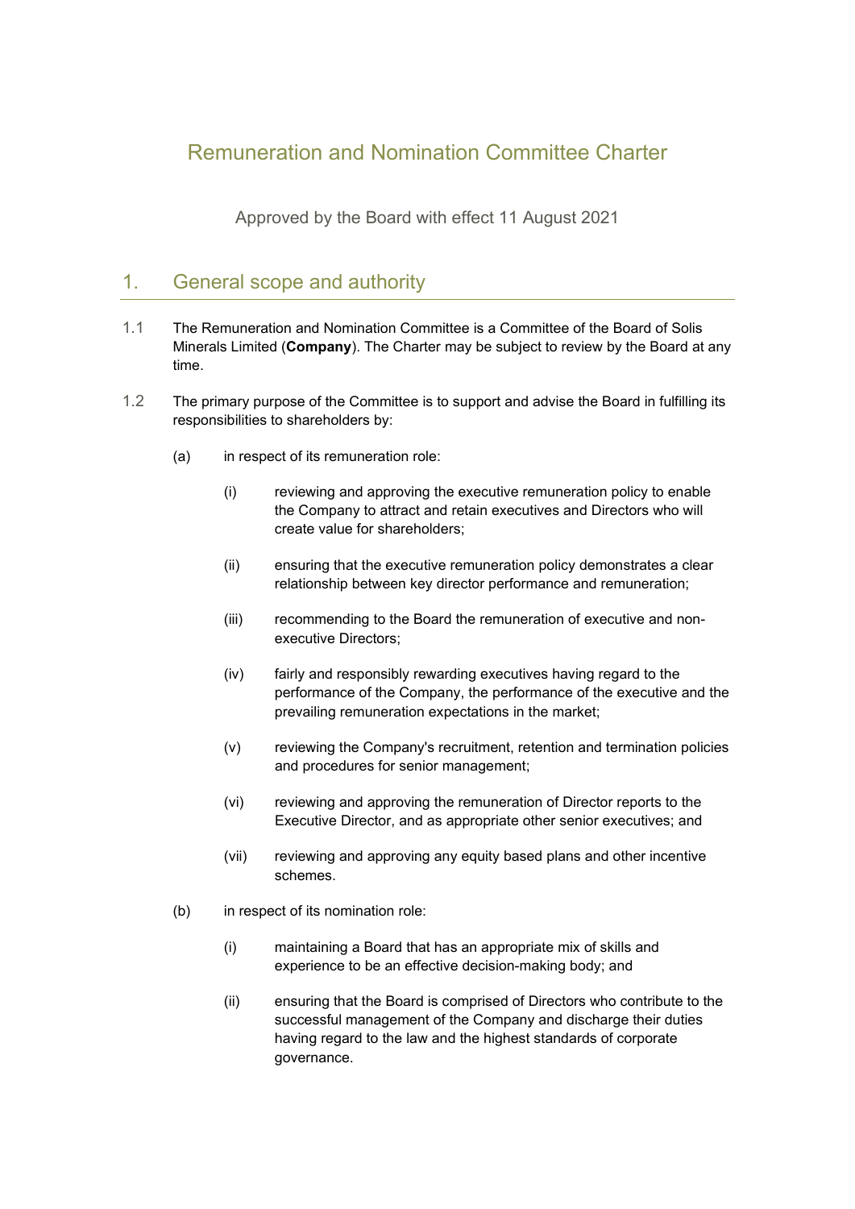# Remuneration and Nomination Committee Charter

Approved by the Board with effect 11 August 2021

## 1. General scope and authority

1.1 The Remuneration and Nomination Committee is a Committee of the Board of Solis Minerals Limited (**Company**). The Charter may be subject to review by the Board at any time.

1.2 The primary purpose of the Committee is to support and advise the Board in fulfilling its responsibilities to shareholders by:

(a) in respect of its remuneration role:

(i) reviewing and approving the executive remuneration policy to enable the Company to attract and retain executives and Directors who will create value for shareholders;

(ii) ensuring that the executive remuneration policy demonstrates a clear relationship between key director performance and remuneration;

(iii) recommending to the Board the remuneration of executive and non-executive Directors;

(iv) fairly and responsibly rewarding executives having regard to the performance of the Company, the performance of the executive and the prevailing remuneration expectations in the market;

(v) reviewing the Company's recruitment, retention and termination policies and procedures for senior management;

(vi) reviewing and approving the remuneration of Director reports to the Executive Director, and as appropriate other senior executives; and

(vii) reviewing and approving any equity based plans and other incentive schemes.

(b) in respect of its nomination role:

(i) maintaining a Board that has an appropriate mix of skills and experience to be an effective decision-making body; and

(ii) ensuring that the Board is comprised of Directors who contribute to the successful management of the Company and discharge their duties having regard to the law and the highest standards of corporate governance.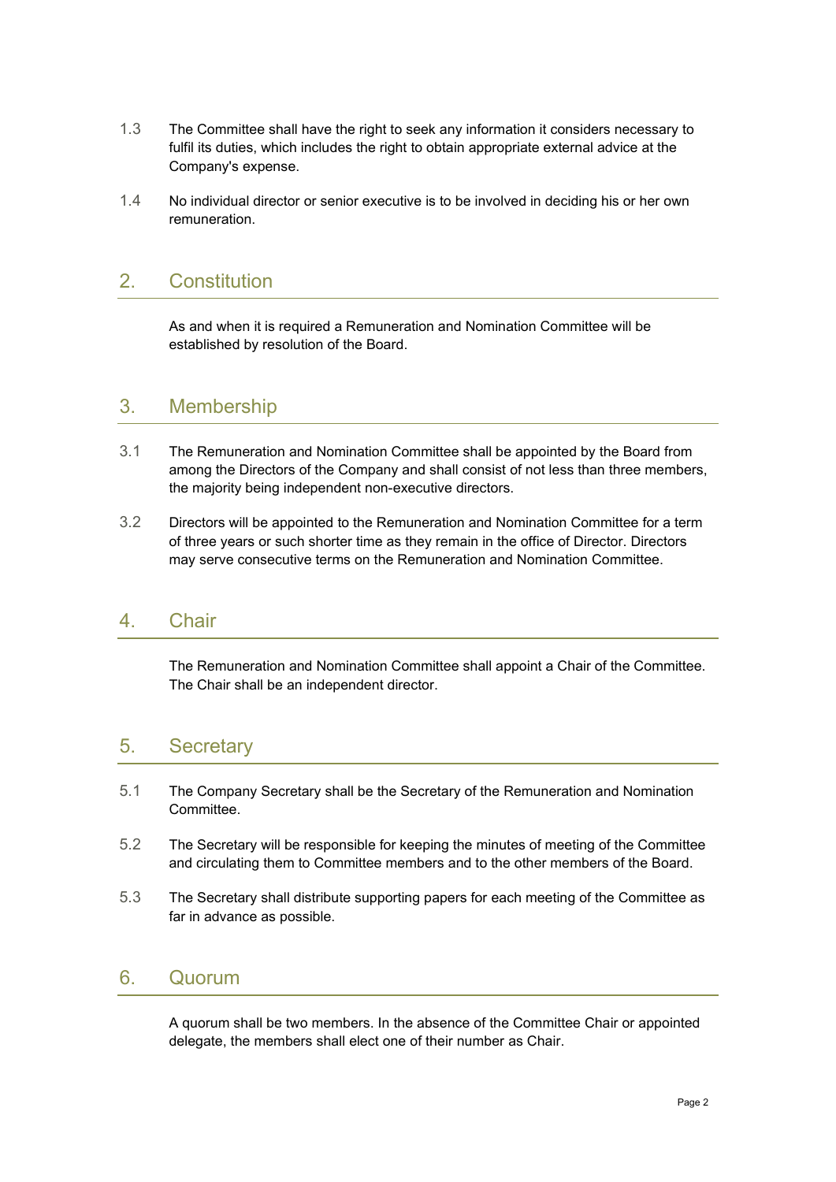1.3 The Committee shall have the right to seek any information it considers necessary to fulfil its duties, which includes the right to obtain appropriate external advice at the Company's expense.

1.4 No individual director or senior executive is to be involved in deciding his or her own remuneration.

## 2. Constitution

As and when it is required a Remuneration and Nomination Committee will be established by resolution of the Board.

## 3. Membership

3.1 The Remuneration and Nomination Committee shall be appointed by the Board from among the Directors of the Company and shall consist of not less than three members, the majority being independent non-executive directors.

3.2 Directors will be appointed to the Remuneration and Nomination Committee for a term of three years or such shorter time as they remain in the office of Director. Directors may serve consecutive terms on the Remuneration and Nomination Committee.

## 4. Chair

The Remuneration and Nomination Committee shall appoint a Chair of the Committee. The Chair shall be an independent director.

## 5. Secretary

5.1 The Company Secretary shall be the Secretary of the Remuneration and Nomination Committee.

5.2 The Secretary will be responsible for keeping the minutes of meeting of the Committee and circulating them to Committee members and to the other members of the Board.

5.3 The Secretary shall distribute supporting papers for each meeting of the Committee as far in advance as possible.

## 6. Quorum

A quorum shall be two members. In the absence of the Committee Chair or appointed delegate, the members shall elect one of their number as Chair.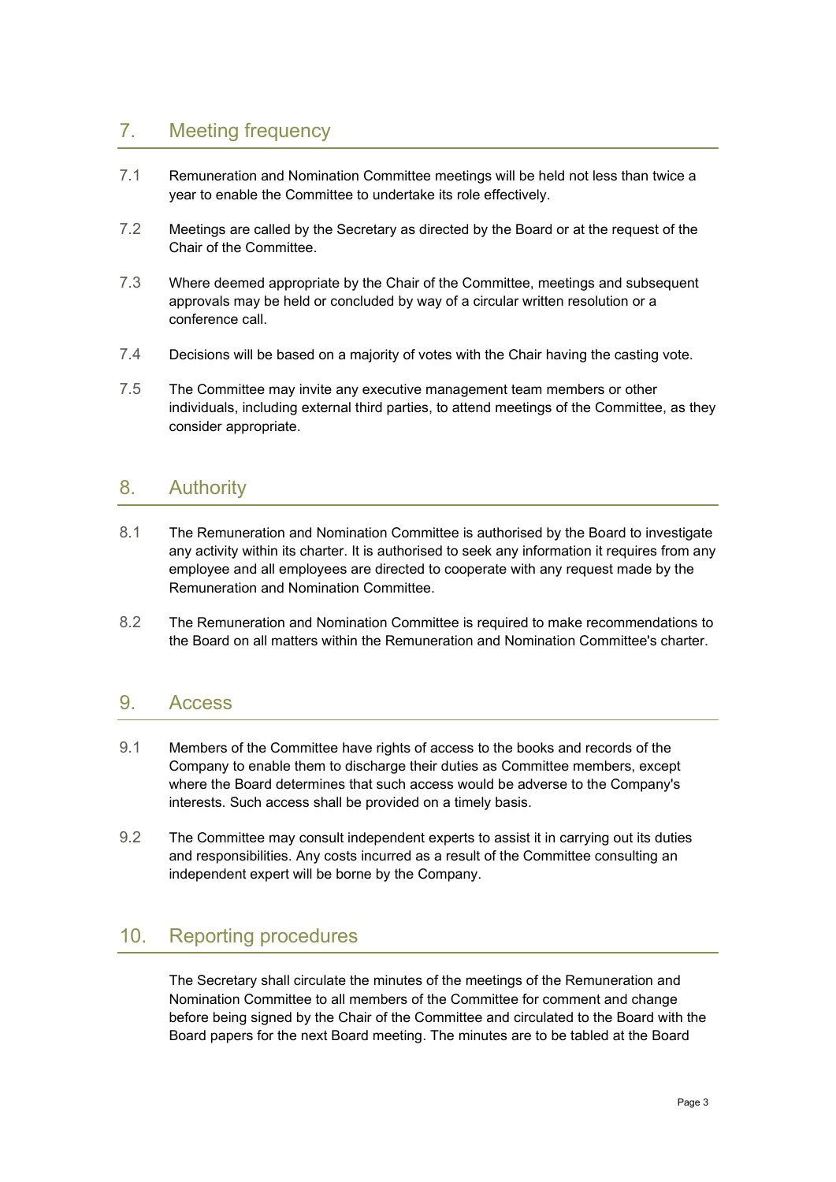## 7. Meeting frequency

7.1 Remuneration and Nomination Committee meetings will be held not less than twice a year to enable the Committee to undertake its role effectively.

7.2 Meetings are called by the Secretary as directed by the Board or at the request of the Chair of the Committee.

7.3 Where deemed appropriate by the Chair of the Committee, meetings and subsequent approvals may be held or concluded by way of a circular written resolution or a conference call.

7.4 Decisions will be based on a majority of votes with the Chair having the casting vote.

7.5 The Committee may invite any executive management team members or other individuals, including external third parties, to attend meetings of the Committee, as they consider appropriate.

## 8. Authority

8.1 The Remuneration and Nomination Committee is authorised by the Board to investigate any activity within its charter. It is authorised to seek any information it requires from any employee and all employees are directed to cooperate with any request made by the Remuneration and Nomination Committee.

8.2 The Remuneration and Nomination Committee is required to make recommendations to the Board on all matters within the Remuneration and Nomination Committee's charter.

## 9. Access

9.1 Members of the Committee have rights of access to the books and records of the Company to enable them to discharge their duties as Committee members, except where the Board determines that such access would be adverse to the Company's interests. Such access shall be provided on a timely basis.

9.2 The Committee may consult independent experts to assist it in carrying out its duties and responsibilities. Any costs incurred as a result of the Committee consulting an independent expert will be borne by the Company.

## 10. Reporting procedures

The Secretary shall circulate the minutes of the meetings of the Remuneration and Nomination Committee to all members of the Committee for comment and change before being signed by the Chair of the Committee and circulated to the Board with the Board papers for the next Board meeting. The minutes are to be tabled at the Board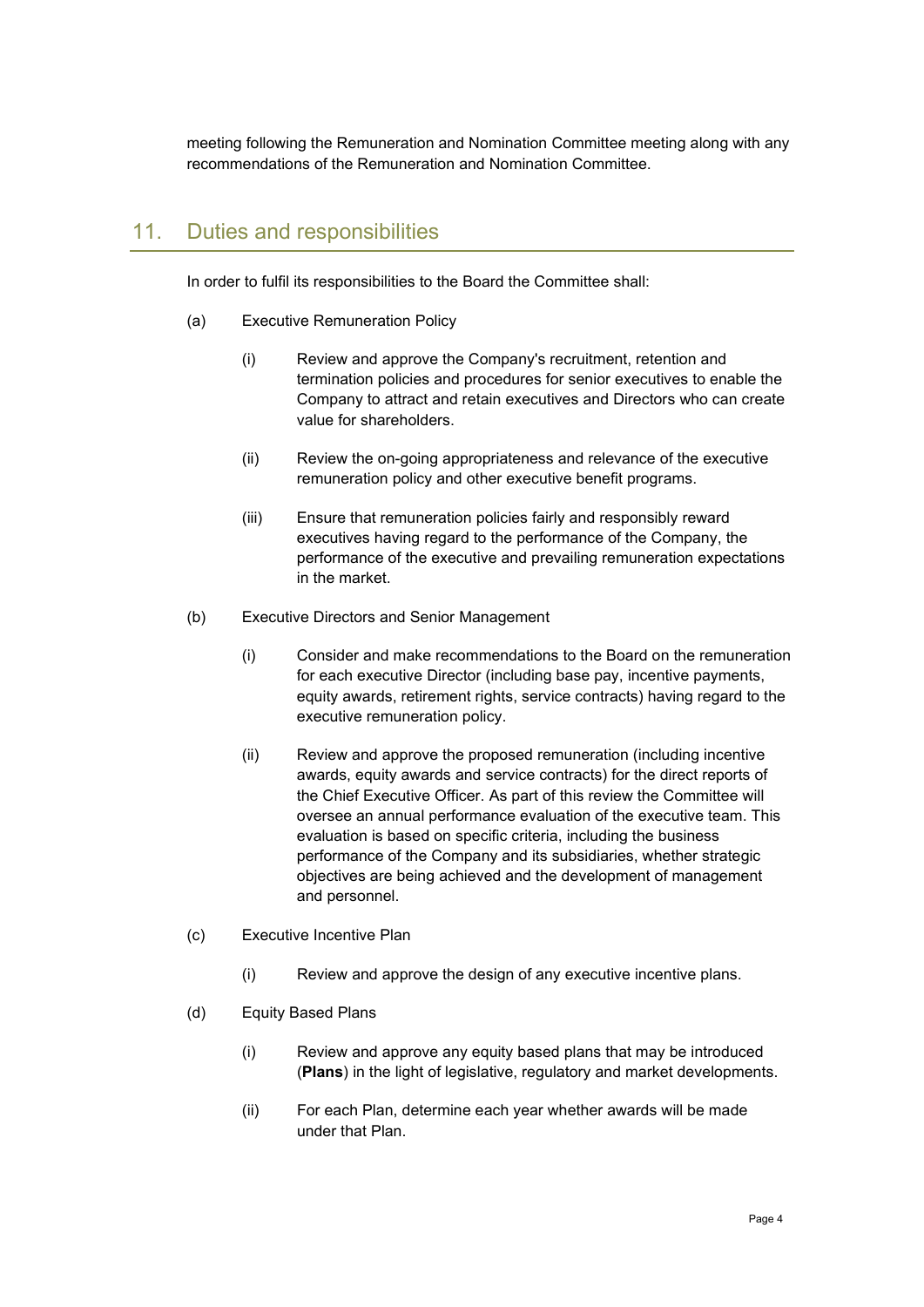meeting following the Remuneration and Nomination Committee meeting along with any recommendations of the Remuneration and Nomination Committee.

## 11. Duties and responsibilities

In order to fulfil its responsibilities to the Board the Committee shall:

(a) Executive Remuneration Policy

(i) Review and approve the Company's recruitment, retention and termination policies and procedures for senior executives to enable the Company to attract and retain executives and Directors who can create value for shareholders.

(ii) Review the on-going appropriateness and relevance of the executive remuneration policy and other executive benefit programs.

(iii) Ensure that remuneration policies fairly and responsibly reward executives having regard to the performance of the Company, the performance of the executive and prevailing remuneration expectations in the market.

(b) Executive Directors and Senior Management

(i) Consider and make recommendations to the Board on the remuneration for each executive Director (including base pay, incentive payments, equity awards, retirement rights, service contracts) having regard to the executive remuneration policy.

(ii) Review and approve the proposed remuneration (including incentive awards, equity awards and service contracts) for the direct reports of the Chief Executive Officer. As part of this review the Committee will oversee an annual performance evaluation of the executive team. This evaluation is based on specific criteria, including the business performance of the Company and its subsidiaries, whether strategic objectives are being achieved and the development of management and personnel.

(c) Executive Incentive Plan

(i) Review and approve the design of any executive incentive plans.

(d) Equity Based Plans

(i) Review and approve any equity based plans that may be introduced (**Plans**) in the light of legislative, regulatory and market developments.

(ii) For each Plan, determine each year whether awards will be made under that Plan.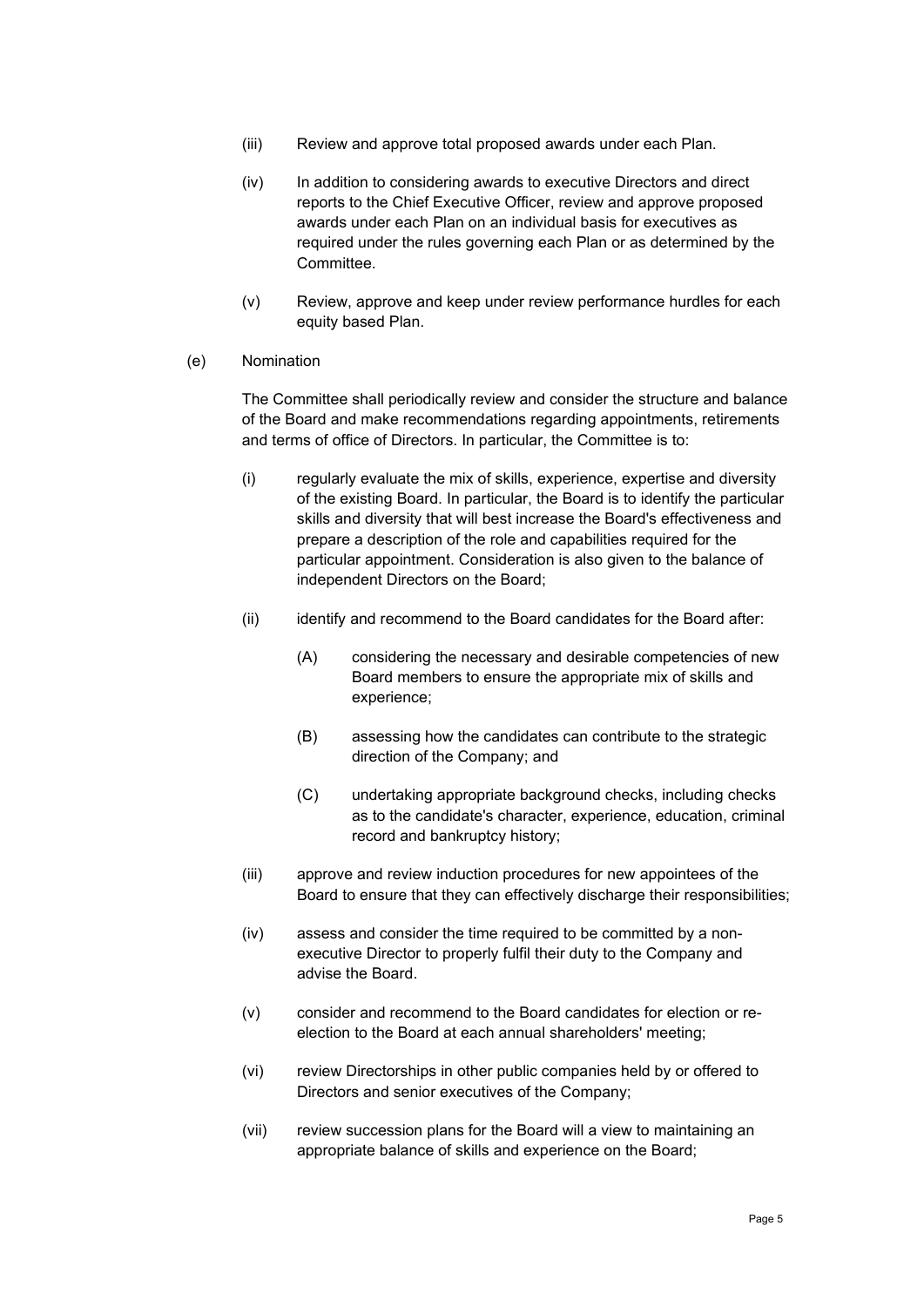(iii) Review and approve total proposed awards under each Plan.

(iv) In addition to considering awards to executive Directors and direct reports to the Chief Executive Officer, review and approve proposed awards under each Plan on an individual basis for executives as required under the rules governing each Plan or as determined by the Committee.

(v) Review, approve and keep under review performance hurdles for each equity based Plan.

(e) Nomination

The Committee shall periodically review and consider the structure and balance of the Board and make recommendations regarding appointments, retirements and terms of office of Directors. In particular, the Committee is to:

(i) regularly evaluate the mix of skills, experience, expertise and diversity of the existing Board. In particular, the Board is to identify the particular skills and diversity that will best increase the Board's effectiveness and prepare a description of the role and capabilities required for the particular appointment. Consideration is also given to the balance of independent Directors on the Board;

(ii) identify and recommend to the Board candidates for the Board after:

(A) considering the necessary and desirable competencies of new Board members to ensure the appropriate mix of skills and experience;

(B) assessing how the candidates can contribute to the strategic direction of the Company; and

(C) undertaking appropriate background checks, including checks as to the candidate's character, experience, education, criminal record and bankruptcy history;

(iii) approve and review induction procedures for new appointees of the Board to ensure that they can effectively discharge their responsibilities;

(iv) assess and consider the time required to be committed by a non-executive Director to properly fulfil their duty to the Company and advise the Board.

(v) consider and recommend to the Board candidates for election or re-election to the Board at each annual shareholders' meeting;

(vi) review Directorships in other public companies held by or offered to Directors and senior executives of the Company;

(vii) review succession plans for the Board will a view to maintaining an appropriate balance of skills and experience on the Board;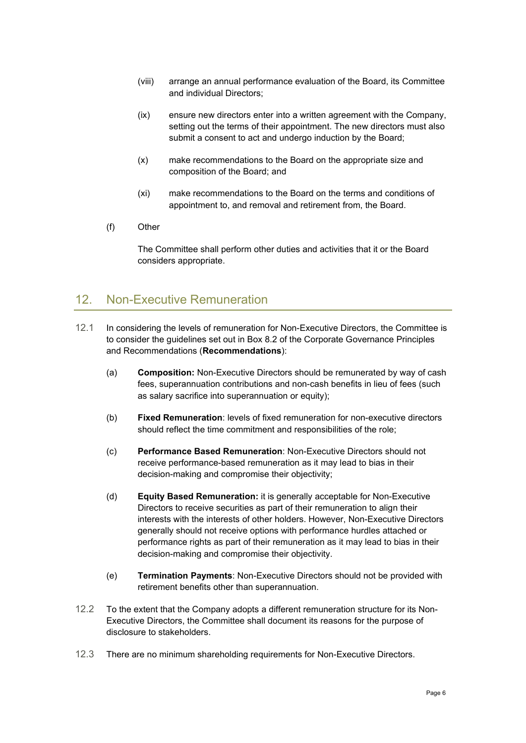(viii) arrange an annual performance evaluation of the Board, its Committee and individual Directors;

(ix) ensure new directors enter into a written agreement with the Company, setting out the terms of their appointment. The new directors must also submit a consent to act and undergo induction by the Board;

(x) make recommendations to the Board on the appropriate size and composition of the Board; and

(xi) make recommendations to the Board on the terms and conditions of appointment to, and removal and retirement from, the Board.

(f) Other

The Committee shall perform other duties and activities that it or the Board considers appropriate.

## 12. Non-Executive Remuneration

12.1 In considering the levels of remuneration for Non-Executive Directors, the Committee is to consider the guidelines set out in Box 8.2 of the Corporate Governance Principles and Recommendations (**Recommendations**):

(a) **Composition:** Non-Executive Directors should be remunerated by way of cash fees, superannuation contributions and non-cash benefits in lieu of fees (such as salary sacrifice into superannuation or equity);

(b) **Fixed Remuneration**: levels of fixed remuneration for non-executive directors should reflect the time commitment and responsibilities of the role;

(c) **Performance Based Remuneration**: Non-Executive Directors should not receive performance-based remuneration as it may lead to bias in their decision-making and compromise their objectivity;

(d) **Equity Based Remuneration:** it is generally acceptable for Non-Executive Directors to receive securities as part of their remuneration to align their interests with the interests of other holders. However, Non-Executive Directors generally should not receive options with performance hurdles attached or performance rights as part of their remuneration as it may lead to bias in their decision-making and compromise their objectivity.

(e) **Termination Payments**: Non-Executive Directors should not be provided with retirement benefits other than superannuation.

12.2 To the extent that the Company adopts a different remuneration structure for its Non-Executive Directors, the Committee shall document its reasons for the purpose of disclosure to stakeholders.

12.3 There are no minimum shareholding requirements for Non-Executive Directors.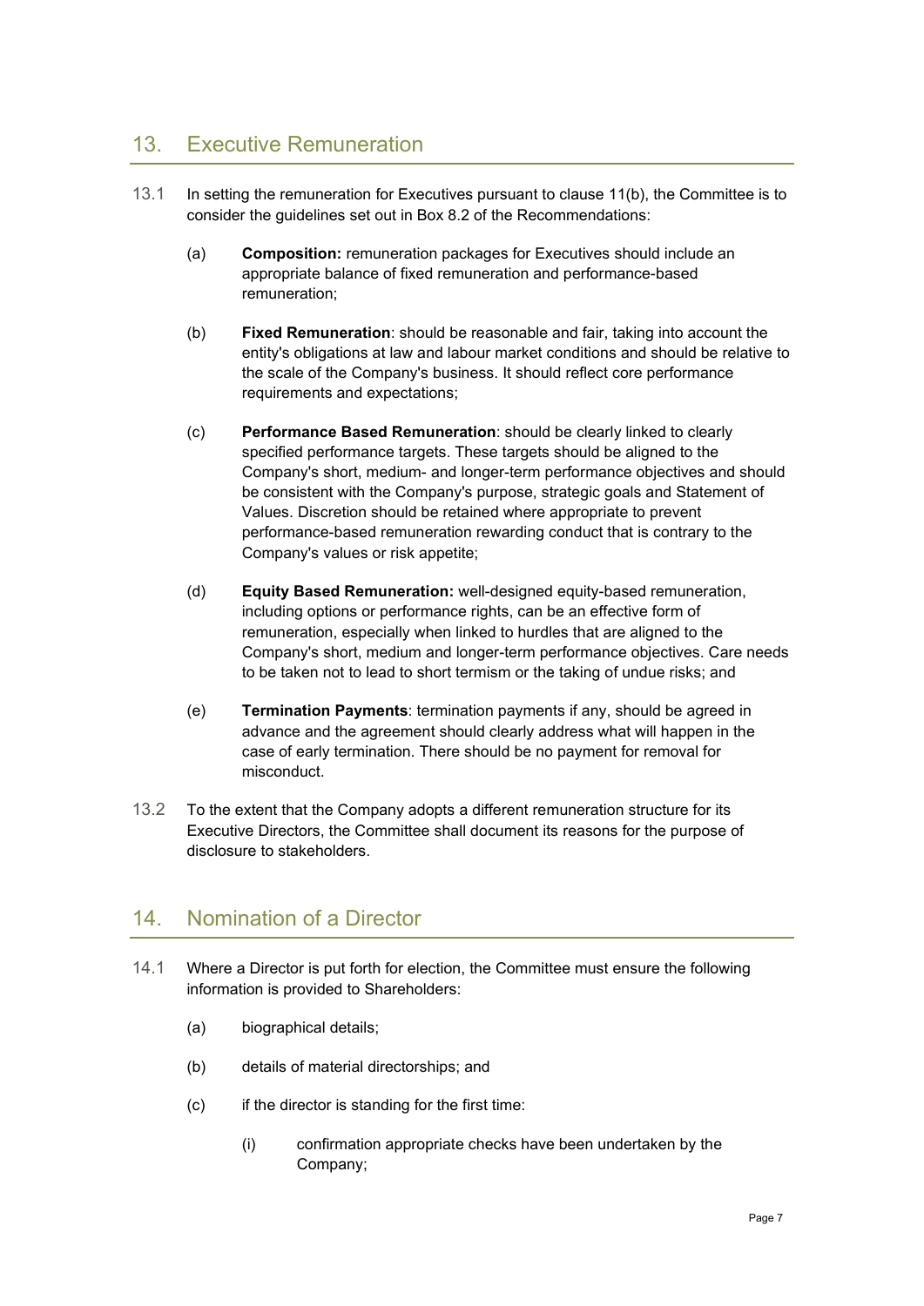## 13. Executive Remuneration

13.1 In setting the remuneration for Executives pursuant to clause 11(b), the Committee is to consider the guidelines set out in Box 8.2 of the Recommendations:

(a) **Composition:** remuneration packages for Executives should include an appropriate balance of fixed remuneration and performance-based remuneration;

(b) **Fixed Remuneration**: should be reasonable and fair, taking into account the entity's obligations at law and labour market conditions and should be relative to the scale of the Company's business. It should reflect core performance requirements and expectations;

(c) **Performance Based Remuneration**: should be clearly linked to clearly specified performance targets. These targets should be aligned to the Company's short, medium- and longer-term performance objectives and should be consistent with the Company's purpose, strategic goals and Statement of Values. Discretion should be retained where appropriate to prevent performance-based remuneration rewarding conduct that is contrary to the Company's values or risk appetite;

(d) **Equity Based Remuneration:** well-designed equity-based remuneration, including options or performance rights, can be an effective form of remuneration, especially when linked to hurdles that are aligned to the Company's short, medium and longer-term performance objectives. Care needs to be taken not to lead to short termism or the taking of undue risks; and

(e) **Termination Payments**: termination payments if any, should be agreed in advance and the agreement should clearly address what will happen in the case of early termination. There should be no payment for removal for misconduct.

13.2 To the extent that the Company adopts a different remuneration structure for its Executive Directors, the Committee shall document its reasons for the purpose of disclosure to stakeholders.

## 14. Nomination of a Director

14.1 Where a Director is put forth for election, the Committee must ensure the following information is provided to Shareholders:

(a) biographical details;

(b) details of material directorships; and

(c) if the director is standing for the first time:

(i) confirmation appropriate checks have been undertaken by the Company;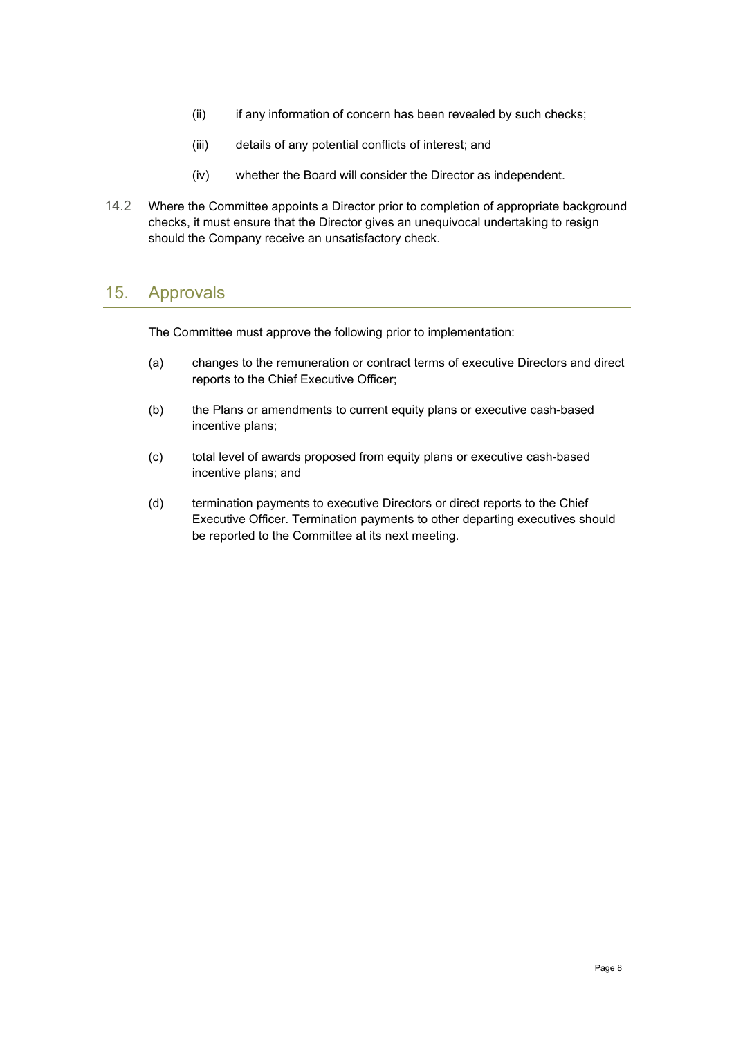(ii) if any information of concern has been revealed by such checks;

(iii) details of any potential conflicts of interest; and

(iv) whether the Board will consider the Director as independent.

14.2 Where the Committee appoints a Director prior to completion of appropriate background checks, it must ensure that the Director gives an unequivocal undertaking to resign should the Company receive an unsatisfactory check.

## 15. Approvals

The Committee must approve the following prior to implementation:

(a) changes to the remuneration or contract terms of executive Directors and direct reports to the Chief Executive Officer;

(b) the Plans or amendments to current equity plans or executive cash-based incentive plans;

(c) total level of awards proposed from equity plans or executive cash-based incentive plans; and

(d) termination payments to executive Directors or direct reports to the Chief Executive Officer. Termination payments to other departing executives should be reported to the Committee at its next meeting.